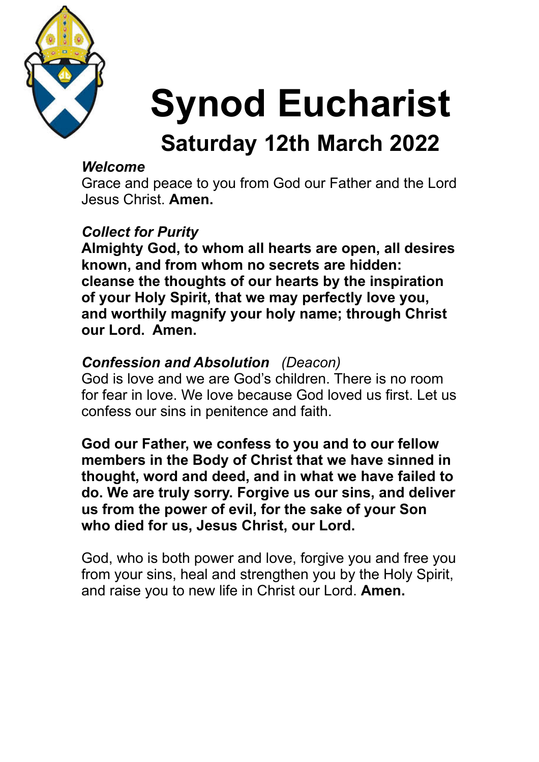# Synod Eucharist

## Saturday 12th March 2022

***Welcome***

Grace and peace to you from God our Father and the Lord Jesus Christ. **Amen.**

***Collect for Purity***

**Almighty God, to whom all hearts are open, all desires known, and from whom no secrets are hidden: cleanse the thoughts of our hearts by the inspiration of your Holy Spirit, that we may perfectly love you, and worthily magnify your holy name; through Christ our Lord. Amen.**

***Confession and Absolution*** *(Deacon)*

God is love and we are God's children. There is no room for fear in love. We love because God loved us first. Let us confess our sins in penitence and faith.

**God our Father, we confess to you and to our fellow members in the Body of Christ that we have sinned in thought, word and deed, and in what we have failed to do. We are truly sorry. Forgive us our sins, and deliver us from the power of evil, for the sake of your Son who died for us, Jesus Christ, our Lord.**

God, who is both power and love, forgive you and free you from your sins, heal and strengthen you by the Holy Spirit, and raise you to new life in Christ our Lord. **Amen.**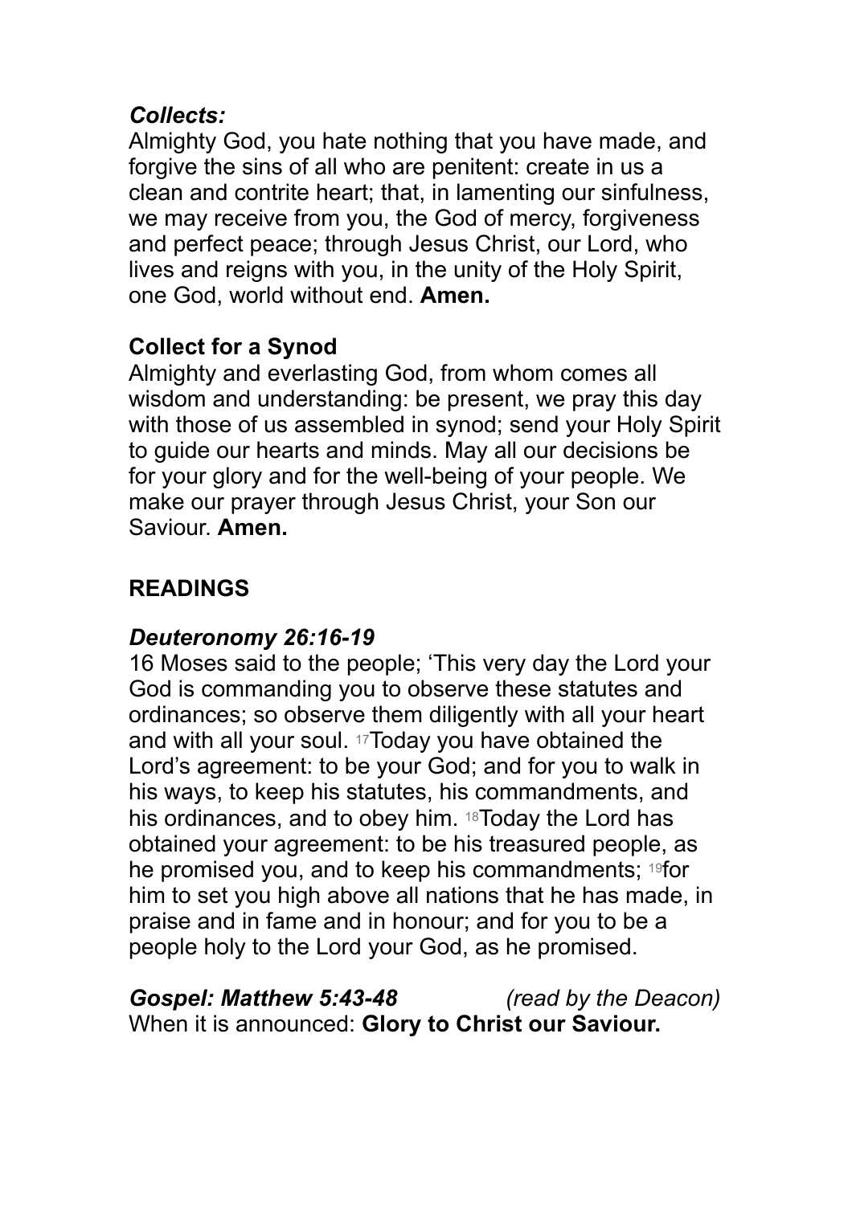***Collects:***

Almighty God, you hate nothing that you have made, and forgive the sins of all who are penitent: create in us a clean and contrite heart; that, in lamenting our sinfulness, we may receive from you, the God of mercy, forgiveness and perfect peace; through Jesus Christ, our Lord, who lives and reigns with you, in the unity of the Holy Spirit, one God, world without end. **Amen.**

**Collect for a Synod**

Almighty and everlasting God, from whom comes all wisdom and understanding: be present, we pray this day with those of us assembled in synod; send your Holy Spirit to guide our hearts and minds. May all our decisions be for your glory and for the well-being of your people. We make our prayer through Jesus Christ, your Son our Saviour. **Amen.**

## READINGS

***Deuteronomy 26:16-19***

16 Moses said to the people; 'This very day the Lord your God is commanding you to observe these statutes and ordinances; so observe them diligently with all your heart and with all your soul. 17 Today you have obtained the Lord's agreement: to be your God; and for you to walk in his ways, to keep his statutes, his commandments, and his ordinances, and to obey him. 18 Today the Lord has obtained your agreement: to be his treasured people, as he promised you, and to keep his commandments; 19 for him to set you high above all nations that he has made, in praise and in fame and in honour; and for you to be a people holy to the Lord your God, as he promised.

***Gospel: Matthew 5:43-48*** *(read by the Deacon)*

When it is announced: **Glory to Christ our Saviour.**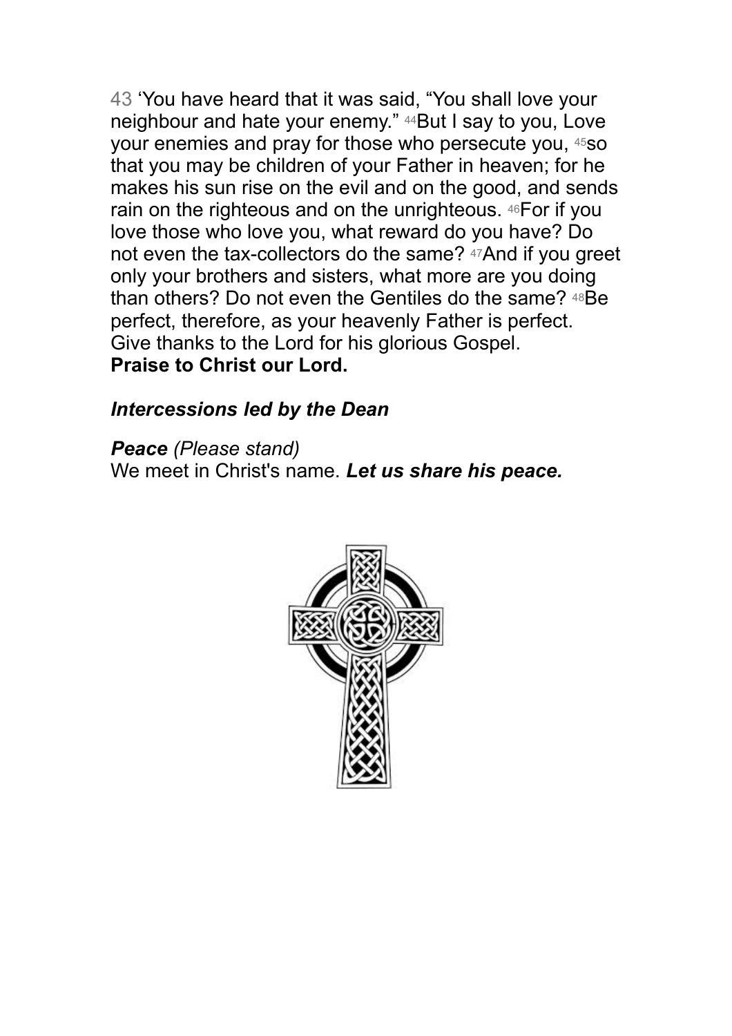43 'You have heard that it was said, "You shall love your neighbour and hate your enemy." 44But I say to you, Love your enemies and pray for those who persecute you, 45so that you may be children of your Father in heaven; for he makes his sun rise on the evil and on the good, and sends rain on the righteous and on the unrighteous. 46For if you love those who love you, what reward do you have? Do not even the tax-collectors do the same? 47And if you greet only your brothers and sisters, what more are you doing than others? Do not even the Gentiles do the same? 48Be perfect, therefore, as your heavenly Father is perfect.
Give thanks to the Lord for his glorious Gospel.
**Praise to Christ our Lord.**

***Intercessions led by the Dean***

***Peace*** *(Please stand)*
We meet in Christ's name. ***Let us share his peace.***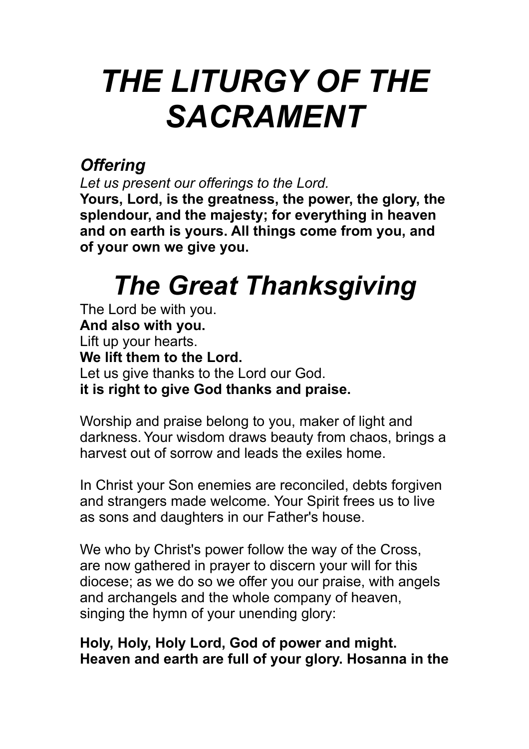# *THE LITURGY OF THE SACRAMENT*

### *Offering*

*Let us present our offerings to the Lord.*
**Yours, Lord, is the greatness, the power, the glory, the splendour, and the majesty; for everything in heaven and on earth is yours. All things come from you, and of your own we give you.**

## *The Great Thanksgiving*

The Lord be with you.
**And also with you.**
Lift up your hearts.
**We lift them to the Lord.**
Let us give thanks to the Lord our God.
**it is right to give God thanks and praise.**

Worship and praise belong to you, maker of light and darkness. Your wisdom draws beauty from chaos, brings a harvest out of sorrow and leads the exiles home.

In Christ your Son enemies are reconciled, debts forgiven and strangers made welcome. Your Spirit frees us to live as sons and daughters in our Father's house.

We who by Christ's power follow the way of the Cross, are now gathered in prayer to discern your will for this diocese; as we do so we offer you our praise, with angels and archangels and the whole company of heaven, singing the hymn of your unending glory:

**Holy, Holy, Holy Lord, God of power and might. Heaven and earth are full of your glory. Hosanna in the**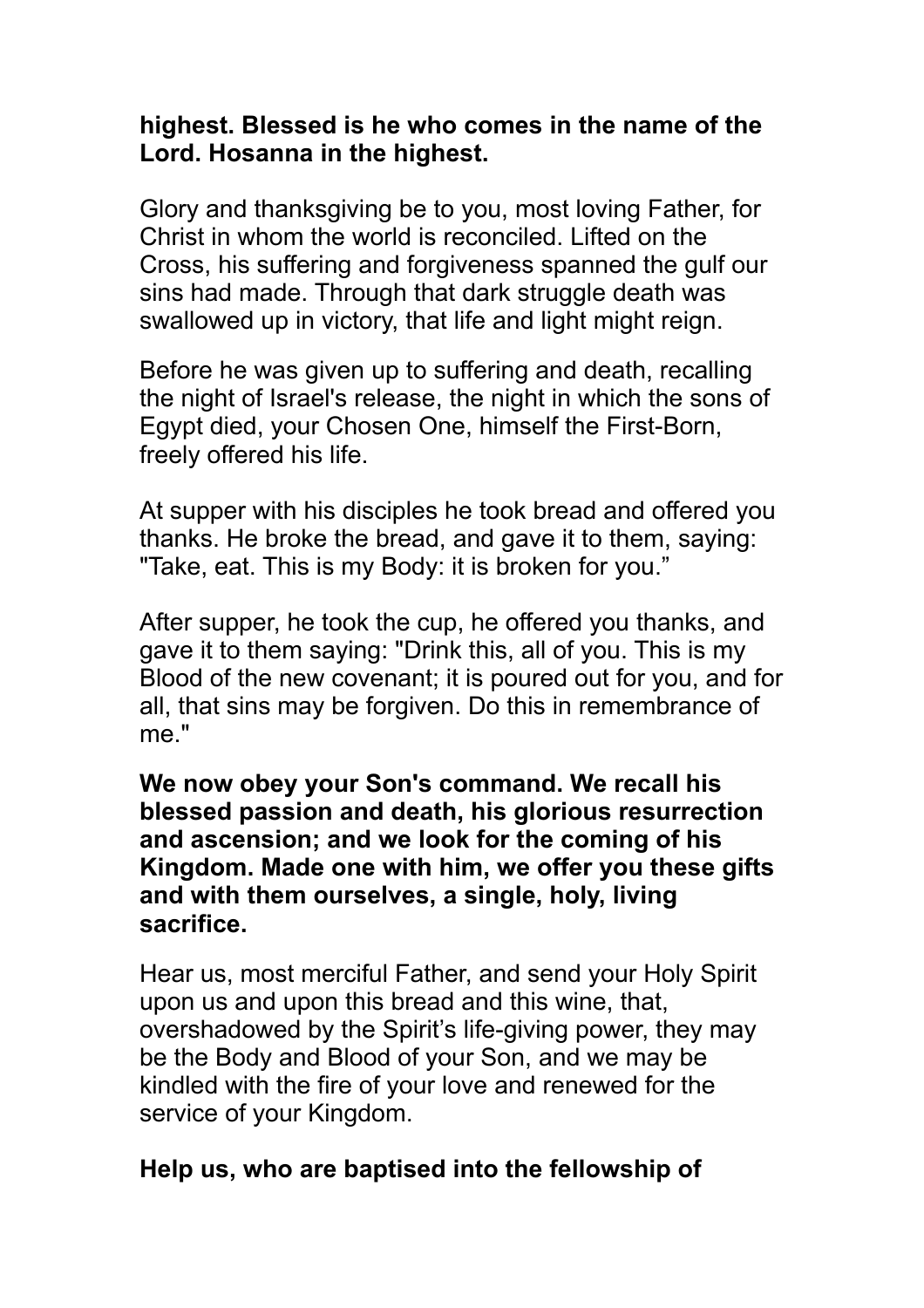**highest. Blessed is he who comes in the name of the Lord. Hosanna in the highest.**

Glory and thanksgiving be to you, most loving Father, for Christ in whom the world is reconciled. Lifted on the Cross, his suffering and forgiveness spanned the gulf our sins had made. Through that dark struggle death was swallowed up in victory, that life and light might reign.

Before he was given up to suffering and death, recalling the night of Israel's release, the night in which the sons of Egypt died, your Chosen One, himself the First-Born, freely offered his life.

At supper with his disciples he took bread and offered you thanks. He broke the bread, and gave it to them, saying: "Take, eat. This is my Body: it is broken for you."

After supper, he took the cup, he offered you thanks, and gave it to them saying: "Drink this, all of you. This is my Blood of the new covenant; it is poured out for you, and for all, that sins may be forgiven. Do this in remembrance of me."

**We now obey your Son's command. We recall his blessed passion and death, his glorious resurrection and ascension; and we look for the coming of his Kingdom. Made one with him, we offer you these gifts and with them ourselves, a single, holy, living sacrifice.**

Hear us, most merciful Father, and send your Holy Spirit upon us and upon this bread and this wine, that, overshadowed by the Spirit's life-giving power, they may be the Body and Blood of your Son, and we may be kindled with the fire of your love and renewed for the service of your Kingdom.

**Help us, who are baptised into the fellowship of**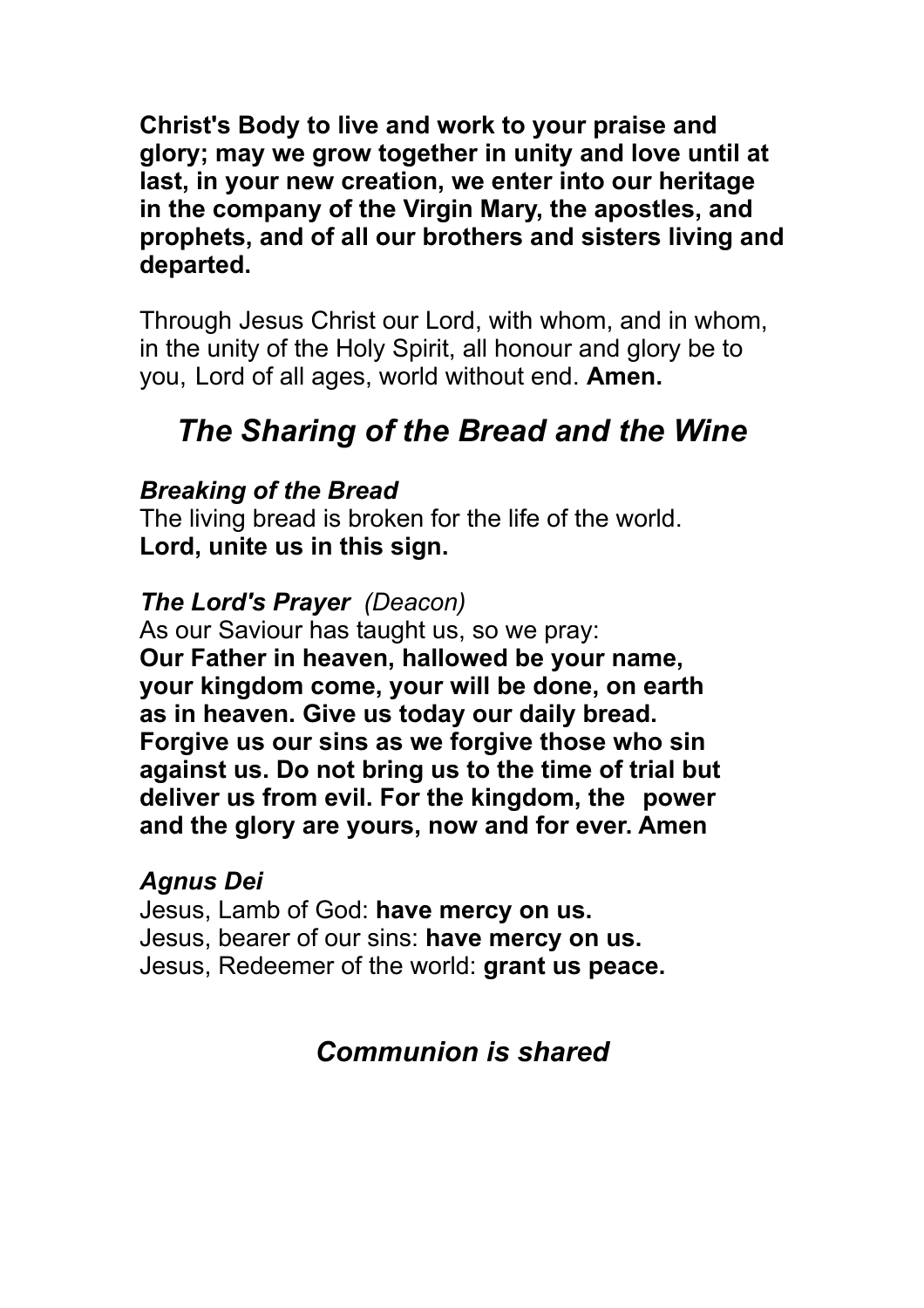**Christ's Body to live and work to your praise and glory; may we grow together in unity and love until at last, in your new creation, we enter into our heritage in the company of the Virgin Mary, the apostles, and prophets, and of all our brothers and sisters living and departed.**

Through Jesus Christ our Lord, with whom, and in whom, in the unity of the Holy Spirit, all honour and glory be to you, Lord of all ages, world without end. **Amen.**

## *The Sharing of the Bread and the Wine*

***Breaking of the Bread***
The living bread is broken for the life of the world.
**Lord, unite us in this sign.**

***The Lord's Prayer*** *(Deacon)*
As our Saviour has taught us, so we pray:
**Our Father in heaven, hallowed be your name, your kingdom come, your will be done, on earth as in heaven. Give us today our daily bread. Forgive us our sins as we forgive those who sin against us. Do not bring us to the time of trial but deliver us from evil. For the kingdom, the power and the glory are yours, now and for ever. Amen**

***Agnus Dei***
Jesus, Lamb of God: **have mercy on us.**
Jesus, bearer of our sins: **have mercy on us.**
Jesus, Redeemer of the world: **grant us peace.**

### *Communion is shared*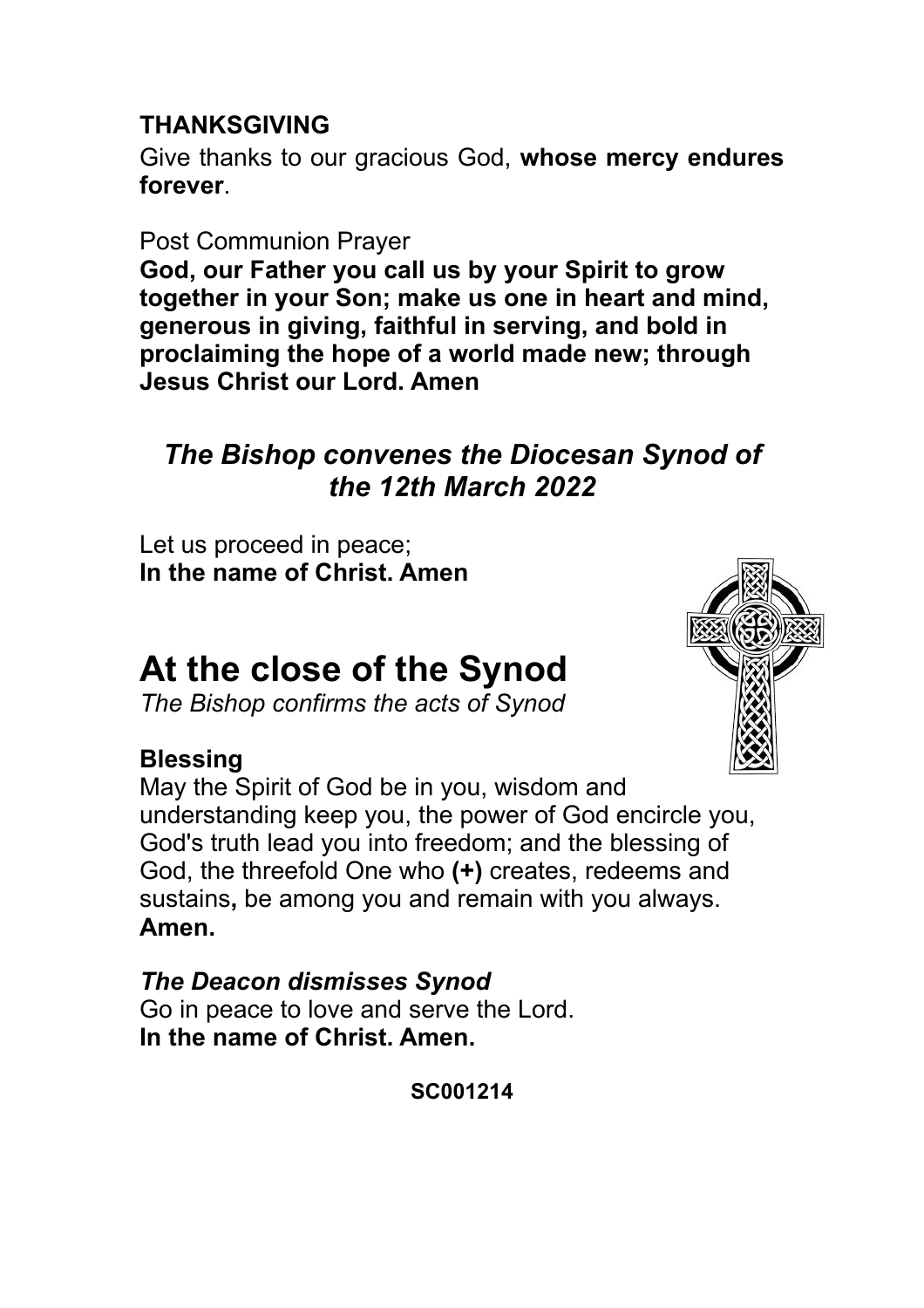**THANKSGIVING**

Give thanks to our gracious God, **whose mercy endures forever**.

Post Communion Prayer

**God, our Father you call us by your Spirit to grow together in your Son; make us one in heart and mind, generous in giving, faithful in serving, and bold in proclaiming the hope of a world made new; through Jesus Christ our Lord. Amen**

***The Bishop convenes the Diocesan Synod of the 12th March 2022***

Let us proceed in peace;
**In the name of Christ. Amen**

# At the close of the Synod

*The Bishop confirms the acts of Synod*

**Blessing**

May the Spirit of God be in you, wisdom and understanding keep you, the power of God encircle you, God's truth lead you into freedom; and the blessing of God, the threefold One who **(+)** creates, redeems and sustains**,** be among you and remain with you always.
**Amen.**

***The Deacon dismisses Synod***

Go in peace to love and serve the Lord.
**In the name of Christ. Amen.**

**SC001214**